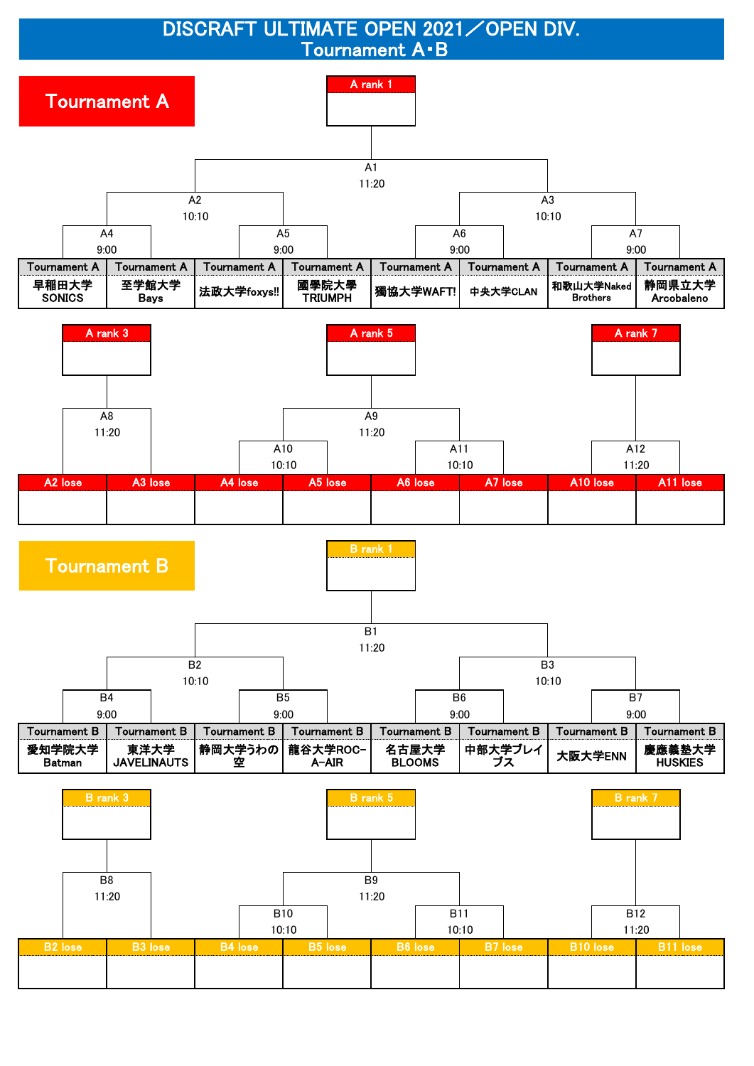# DISCRAFT ULTIMATE OPEN 2021／OPEN DIV.
## Tournament A・B

## Tournament A

A rank 1

A1 11:20

A2 10:10 | A3 10:10

A4 9:00 | A5 9:00 | A6 9:00 | A7 9:00

| Tournament A | Tournament A | Tournament A | Tournament A | Tournament A | Tournament A | Tournament A | Tournament A |
|---|---|---|---|---|---|---|---|
| 早稲田大学SONICS | 至学館大学Bays | 法政大学foxys!! | 國學院大學TRIUMPH | 獨協大学WAFT! | 中央大学CLAN | 和歌山大学Naked Brothers | 静岡県立大学Arcobaleno |

A rank 3 | A rank 5 | A rank 7

A8 11:20 | A9 11:20 | A12 11:20

A10 10:10 | A11 10:10

| A2 lose | A3 lose | A4 lose | A5 lose | A6 lose | A7 lose | A10 lose | A11 lose |
|---|---|---|---|---|---|---|---|
| | | | | | | | |

## Tournament B

B rank 1

B1 11:20

B2 10:10 | B3 10:10

B4 9:00 | B5 9:00 | B6 9:00 | B7 9:00

| Tournament B | Tournament B | Tournament B | Tournament B | Tournament B | Tournament B | Tournament B | Tournament B |
|---|---|---|---|---|---|---|---|
| 愛知学院大学Batman | 東洋大学JAVELINAUTS | 静岡大学うわの空 | 龍谷大学ROC-A-AIR | 名古屋大学BLOOMS | 中部大学ブレイブス | 大阪大学ENN | 慶應義塾大学HUSKIES |

B rank 3 | B rank 5 | B rank 7

B8 11:20 | B9 11:20 | B12 11:20

B10 10:10 | B11 10:10

| B2 lose | B3 lose | B4 lose | B5 lose | B6 lose | B7 lose | B10 lose | B11 lose |
|---|---|---|---|---|---|---|---|
| | | | | | | | |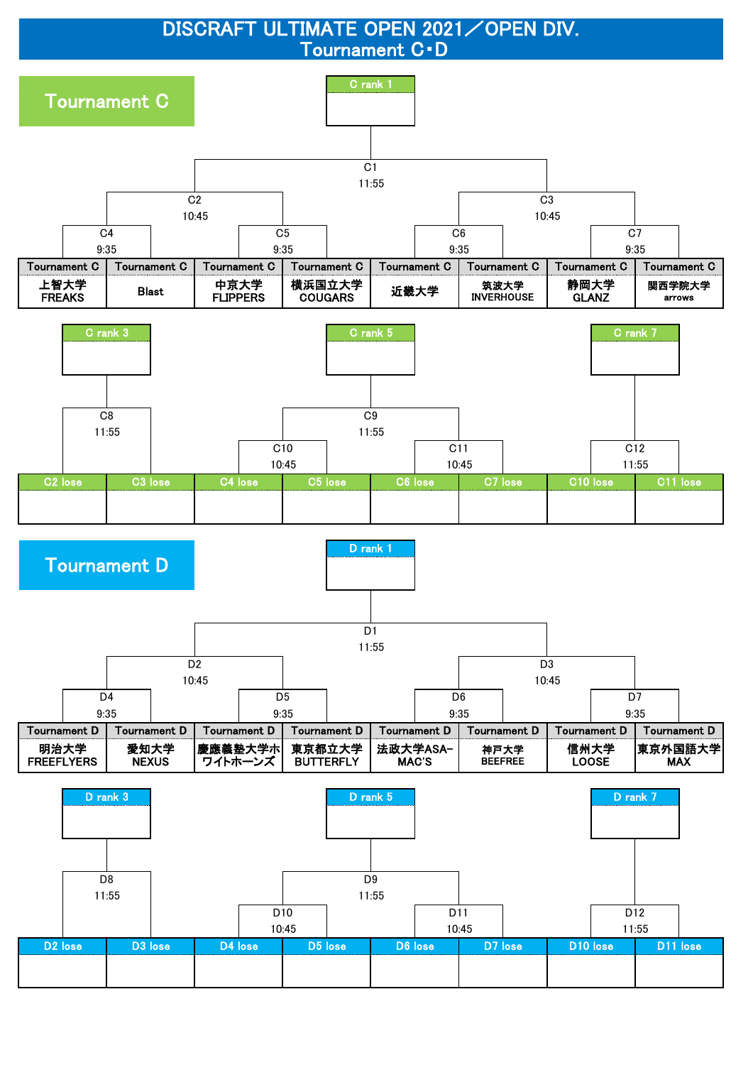# DISCRAFT ULTIMATE OPEN 2021／OPEN DIV.
## Tournament C・D

## Tournament C

C rank 1

C1 11:55

C2 10:45

C3 10:45

C4 9:35

C5 9:35

C6 9:35

C7 9:35

| Tournament C | Tournament C | Tournament C | Tournament C | Tournament C | Tournament C | Tournament C | Tournament C |
|---|---|---|---|---|---|---|---|
| 上智大学 FREAKS | Blast | 中京大学 FLIPPERS | 横浜国立大学 COUGARS | 近畿大学 | 筑波大学 INVERHOUSE | 静岡大学 GLANZ | 関西学院大学 arrows |

C rank 3

C rank 5

C rank 7

C8 11:55

C9 11:55

C10 10:45

C11 10:45

C12 11:55

| C2 lose | C3 lose | C4 lose | C5 lose | C6 lose | C7 lose | C10 lose | C11 lose |
|---|---|---|---|---|---|---|---|
| | | | | | | | |

## Tournament D

D rank 1

D1 11:55

D2 10:45

D3 10:45

D4 9:35

D5 9:35

D6 9:35

D7 9:35

| Tournament D | Tournament D | Tournament D | Tournament D | Tournament D | Tournament D | Tournament D | Tournament D |
|---|---|---|---|---|---|---|---|
| 明治大学 FREEFLYERS | 愛知大学 NEXUS | 慶應義塾大学ホワイトホーンズ | 東京都立大学 BUTTERFLY | 法政大学ASA-MAC'S | 神戸大学 BEEFREE | 信州大学 LOOSE | 東京外国語大学 MAX |

D rank 3

D rank 5

D rank 7

D8 11:55

D9 11:55

D10 10:45

D11 10:45

D12 11:55

| D2 lose | D3 lose | D4 lose | D5 lose | D6 lose | D7 lose | D10 lose | D11 lose |
|---|---|---|---|---|---|---|---|
| | | | | | | | |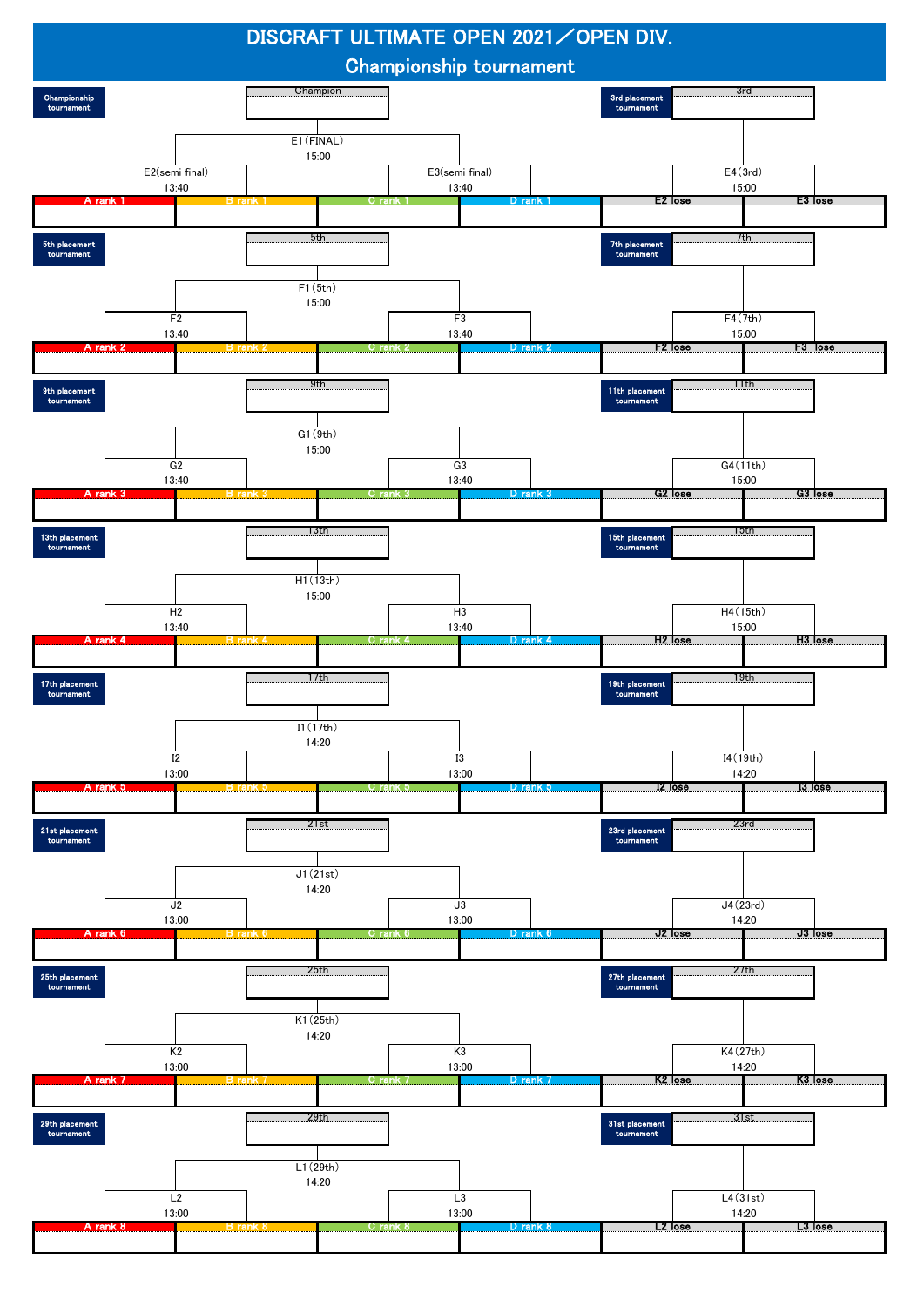# DISCRAFT ULTIMATE OPEN 2021／OPEN DIV.

## Championship tournament

**Championship tournament**

| Bracket | Match | Time | Teams |
|---|---|---|---|
| Champion | E1(FINAL) | 15:00 | E2 win vs E3 win |
| | E2(semi final) | 13:40 | A rank 1 vs B rank 1 |
| | E3(semi final) | 13:40 | C rank 1 vs D rank 1 |
| 3rd | E4(3rd) | 15:00 | E2 lose vs E3 lose |

**5th placement tournament / 7th placement tournament**

| Bracket | Match | Time | Teams |
|---|---|---|---|
| 5th | F1(5th) | 15:00 | F2 win vs F3 win |
| | F2 | 13:40 | A rank 2 vs B rank 2 |
| | F3 | 13:40 | C rank 2 vs D rank 2 |
| 7th | F4(7th) | 15:00 | F2 lose vs F3 lose |

**9th placement tournament / 11th placement tournament**

| Bracket | Match | Time | Teams |
|---|---|---|---|
| 9th | G1(9th) | 15:00 | G2 win vs G3 win |
| | G2 | 13:40 | A rank 3 vs B rank 3 |
| | G3 | 13:40 | C rank 3 vs D rank 3 |
| 11th | G4(11th) | 15:00 | G2 lose vs G3 lose |

**13th placement tournament / 15th placement tournament**

| Bracket | Match | Time | Teams |
|---|---|---|---|
| 13th | H1(13th) | 15:00 | H2 win vs H3 win |
| | H2 | 13:40 | A rank 4 vs B rank 4 |
| | H3 | 13:40 | C rank 4 vs D rank 4 |
| 15th | H4(15th) | 15:00 | H2 lose vs H3 lose |

**17th placement tournament / 19th placement tournament**

| Bracket | Match | Time | Teams |
|---|---|---|---|
| 17th | I1(17th) | 14:20 | I2 win vs I3 win |
| | I2 | 13:00 | A rank 5 vs B rank 5 |
| | I3 | 13:00 | C rank 5 vs D rank 5 |
| 19th | I4(19th) | 14:20 | I2 lose vs I3 lose |

**21st placement tournament / 23rd placement tournament**

| Bracket | Match | Time | Teams |
|---|---|---|---|
| 21st | J1(21st) | 14:20 | J2 win vs J3 win |
| | J2 | 13:00 | A rank 6 vs B rank 6 |
| | J3 | 13:00 | C rank 6 vs D rank 6 |
| 23rd | J4(23rd) | 14:20 | J2 lose vs J3 lose |

**25th placement tournament / 27th placement tournament**

| Bracket | Match | Time | Teams |
|---|---|---|---|
| 25th | K1(25th) | 14:20 | K2 win vs K3 win |
| | K2 | 13:00 | A rank 7 vs B rank 7 |
| | K3 | 13:00 | C rank 7 vs D rank 7 |
| 27th | K4(27th) | 14:20 | K2 lose vs K3 lose |

**29th placement tournament / 31st placement tournament**

| Bracket | Match | Time | Teams |
|---|---|---|---|
| 29th | L1(29th) | 14:20 | L2 win vs L3 win |
| | L2 | 13:00 | A rank 8 vs B rank 8 |
| | L3 | 13:00 | C rank 8 vs D rank 8 |
| 31st | L4(31st) | 14:20 | L2 lose vs L3 lose |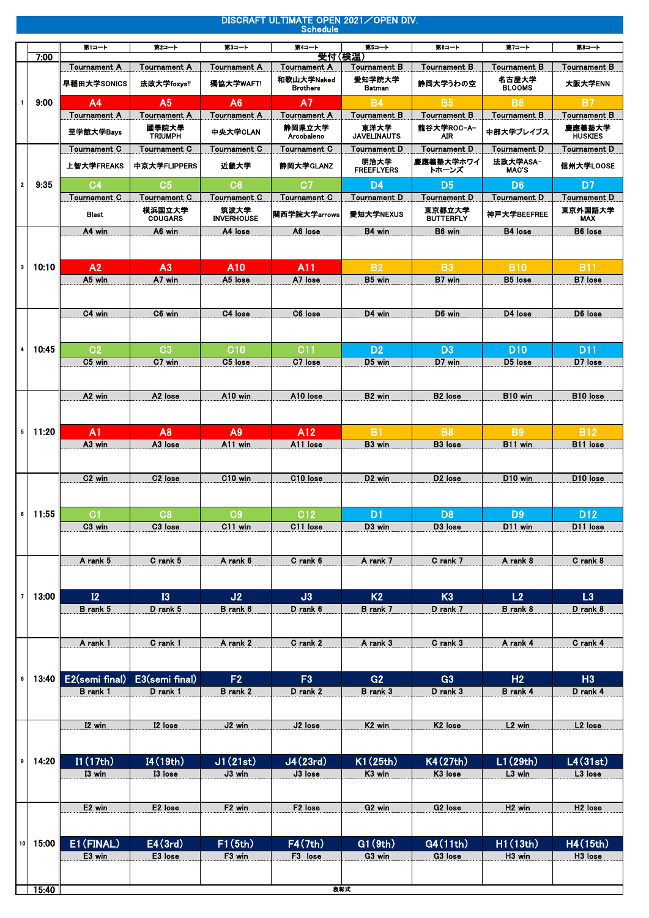# DISCRAFT ULTIMATE OPEN 2021／OPEN DIV.

## Schedule

| | | 第1コート | 第2コート | 第3コート | 第4コート | 第5コート | 第6コート | 第7コート | 第8コート |
|---|---|---|---|---|---|---|---|---|---|
| | 7:00 | 受付（検温） | | | | | | | |
| 1 | 9:00 | Tournament A<br>早稲田大学SONICS | Tournament A<br>法政大学foxys!! | Tournament A<br>獨協大学WAFT! | Tournament A<br>和歌山大学Naked Brothers | Tournament B<br>愛知学院大学 Batman | Tournament B<br>静岡大学うわの空 | Tournament B<br>名古屋大学 BLOOMS | Tournament B<br>大阪大学ENN |
| | | A4 | A5 | A6 | A7 | B4 | B5 | B6 | B7 |
| | | Tournament A<br>至学館大学Bays | Tournament A<br>國學院大學 TRIUMPH | Tournament A<br>中央大学CLAN | Tournament A<br>静岡県立大学 Arcobaleno | Tournament B<br>東洋大学 JAVELINAUTS | Tournament B<br>龍谷大学ROC-A-AIR | Tournament B<br>中部大学ブレイブス | Tournament B<br>慶應義塾大学 HUSKIES |
| 2 | 9:35 | Tournament C<br>上智大学FREAKS | Tournament C<br>中京大学FLIPPERS | Tournament C<br>近畿大学 | Tournament C<br>静岡大学GLANZ | Tournament D<br>明治大学 FREEFLYERS | Tournament D<br>慶應義塾大学ホワイトホーンズ | Tournament D<br>法政大学ASA-MAC'S | Tournament D<br>信州大学LOOSE |
| | | C4 | C5 | C6 | C7 | D4 | D5 | D6 | D7 |
| | | Tournament C<br>Blast | Tournament C<br>横浜国立大学 COUGARS | Tournament C<br>筑波大学 INVERHOUSE | Tournament C<br>関西学院大学arrows | Tournament D<br>愛知大学NEXUS | Tournament D<br>東京都立大学 BUTTERFLY | Tournament D<br>神戸大学BEEFREE | Tournament D<br>東京外国語大学 MAX |
| 3 | 10:10 | A4 win | A6 win | A4 lose | A6 lose | B4 win | B6 win | B4 lose | B6 lose |
| | | A2 | A3 | A10 | A11 | B2 | B3 | B10 | B11 |
| | | A5 win | A7 win | A5 lose | A7 lose | B5 win | B7 win | B5 lose | B7 lose |
| 4 | 10:45 | C4 win | C6 win | C4 lose | C6 lose | D4 win | D6 win | D4 lose | D6 lose |
| | | C2 | C3 | C10 | C11 | D2 | D3 | D10 | D11 |
| | | C5 win | C7 win | C5 lose | C7 lose | D5 win | D7 win | D5 lose | D7 lose |
| 5 | 11:20 | A2 win | A2 lose | A10 win | A10 lose | B2 win | B2 lose | B10 win | B10 lose |
| | | A1 | A8 | A9 | A12 | B1 | B8 | B9 | B12 |
| | | A3 win | A3 lose | A11 win | A11 lose | B3 win | B3 lose | B11 win | B11 lose |
| 6 | 11:55 | C2 win | C2 lose | C10 win | C10 lose | D2 win | D2 lose | D10 win | D10 lose |
| | | C1 | C8 | C9 | C12 | D1 | D8 | D9 | D12 |
| | | C3 win | C3 lose | C11 win | C11 lose | D3 win | D3 lose | D11 win | D11 lose |
| 7 | 13:00 | A rank 5 | C rank 5 | A rank 6 | C rank 6 | A rank 7 | C rank 7 | A rank 8 | C rank 8 |
| | | I2 | I3 | J2 | J3 | K2 | K3 | L2 | L3 |
| | | B rank 5 | D rank 5 | B rank 6 | D rank 6 | B rank 7 | D rank 7 | B rank 8 | D rank 8 |
| 8 | 13:40 | A rank 1 | C rank 1 | A rank 2 | C rank 2 | A rank 3 | C rank 3 | A rank 4 | C rank 4 |
| | | E2(semi final) | E3(semi final) | F2 | F3 | G2 | G3 | H2 | H3 |
| | | B rank 1 | D rank 1 | B rank 2 | D rank 2 | B rank 3 | D rank 3 | B rank 4 | D rank 4 |
| 9 | 14:20 | I2 win | I2 lose | J2 win | J2 lose | K2 win | K2 lose | L2 win | L2 lose |
| | | I1(17th) | I4(19th) | J1(21st) | J4(23rd) | K1(25th) | K4(27th) | L1(29th) | L4(31st) |
| | | I3 win | I3 lose | J3 win | J3 lose | K3 win | K3 lose | L3 win | L3 lose |
| 10 | 15:00 | E2 win | E2 lose | F2 win | F2 lose | G2 win | G2 lose | H2 win | H2 lose |
| | | E1(FINAL) | E4(3rd) | F1(5th) | F4(7th) | G1(9th) | G4(11th) | H1(13th) | H4(15th) |
| | | E3 win | E3 lose | F3 win | F3 lose | G3 win | G3 lose | H3 win | H3 lose |
| | 15:40 | 表彰式 | | | | | | | |